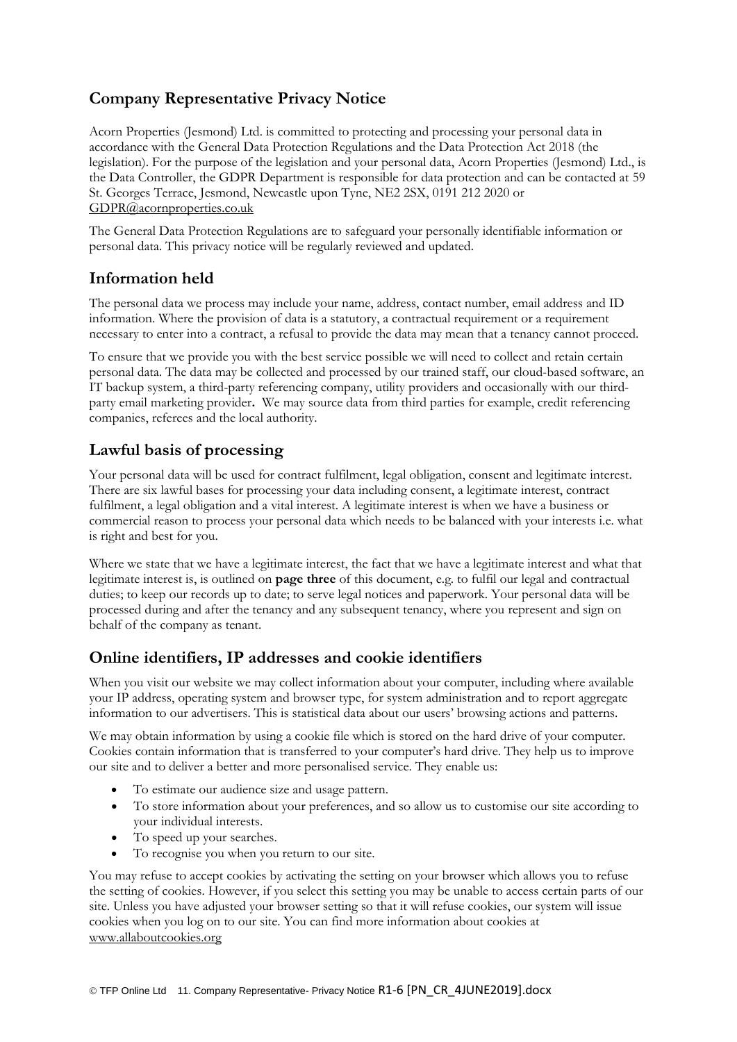## Company Representative Privacy Notice

Acorn Properties (Jesmond) Ltd. is committed to protecting and processing your personal data in accordance with the General Data Protection Regulations and the Data Protection Act 2018 (the legislation). For the purpose of the legislation and your personal data, Acorn Properties (Jesmond) Ltd., is the Data Controller, the GDPR Department is responsible for data protection and can be contacted at 59 St. Georges Terrace, Jesmond, Newcastle upon Tyne, NE2 2SX, 0191 212 2020 or GDPR@acornproperties.co.uk

The General Data Protection Regulations are to safeguard your personally identifiable information or personal data. This privacy notice will be regularly reviewed and updated.

## Information held

The personal data we process may include your name, address, contact number, email address and ID information. Where the provision of data is a statutory, a contractual requirement or a requirement necessary to enter into a contract, a refusal to provide the data may mean that a tenancy cannot proceed.

To ensure that we provide you with the best service possible we will need to collect and retain certain personal data. The data may be collected and processed by our trained staff, our cloud-based software, an IT backup system, a third-party referencing company, utility providers and occasionally with our third-party email marketing provider**.** We may source data from third parties for example, credit referencing companies, referees and the local authority.

## Lawful basis of processing

Your personal data will be used for contract fulfilment, legal obligation, consent and legitimate interest. There are six lawful bases for processing your data including consent, a legitimate interest, contract fulfilment, a legal obligation and a vital interest. A legitimate interest is when we have a business or commercial reason to process your personal data which needs to be balanced with your interests i.e. what is right and best for you.

Where we state that we have a legitimate interest, the fact that we have a legitimate interest and what that legitimate interest is, is outlined on **page three** of this document, e.g. to fulfil our legal and contractual duties; to keep our records up to date; to serve legal notices and paperwork. Your personal data will be processed during and after the tenancy and any subsequent tenancy, where you represent and sign on behalf of the company as tenant.

## Online identifiers, IP addresses and cookie identifiers

When you visit our website we may collect information about your computer, including where available your IP address, operating system and browser type, for system administration and to report aggregate information to our advertisers. This is statistical data about our users' browsing actions and patterns.

We may obtain information by using a cookie file which is stored on the hard drive of your computer. Cookies contain information that is transferred to your computer's hard drive. They help us to improve our site and to deliver a better and more personalised service. They enable us:

- To estimate our audience size and usage pattern.
- To store information about your preferences, and so allow us to customise our site according to your individual interests.
- To speed up your searches.
- To recognise you when you return to our site.

You may refuse to accept cookies by activating the setting on your browser which allows you to refuse the setting of cookies. However, if you select this setting you may be unable to access certain parts of our site. Unless you have adjusted your browser setting so that it will refuse cookies, our system will issue cookies when you log on to our site. You can find more information about cookies at www.allaboutcookies.org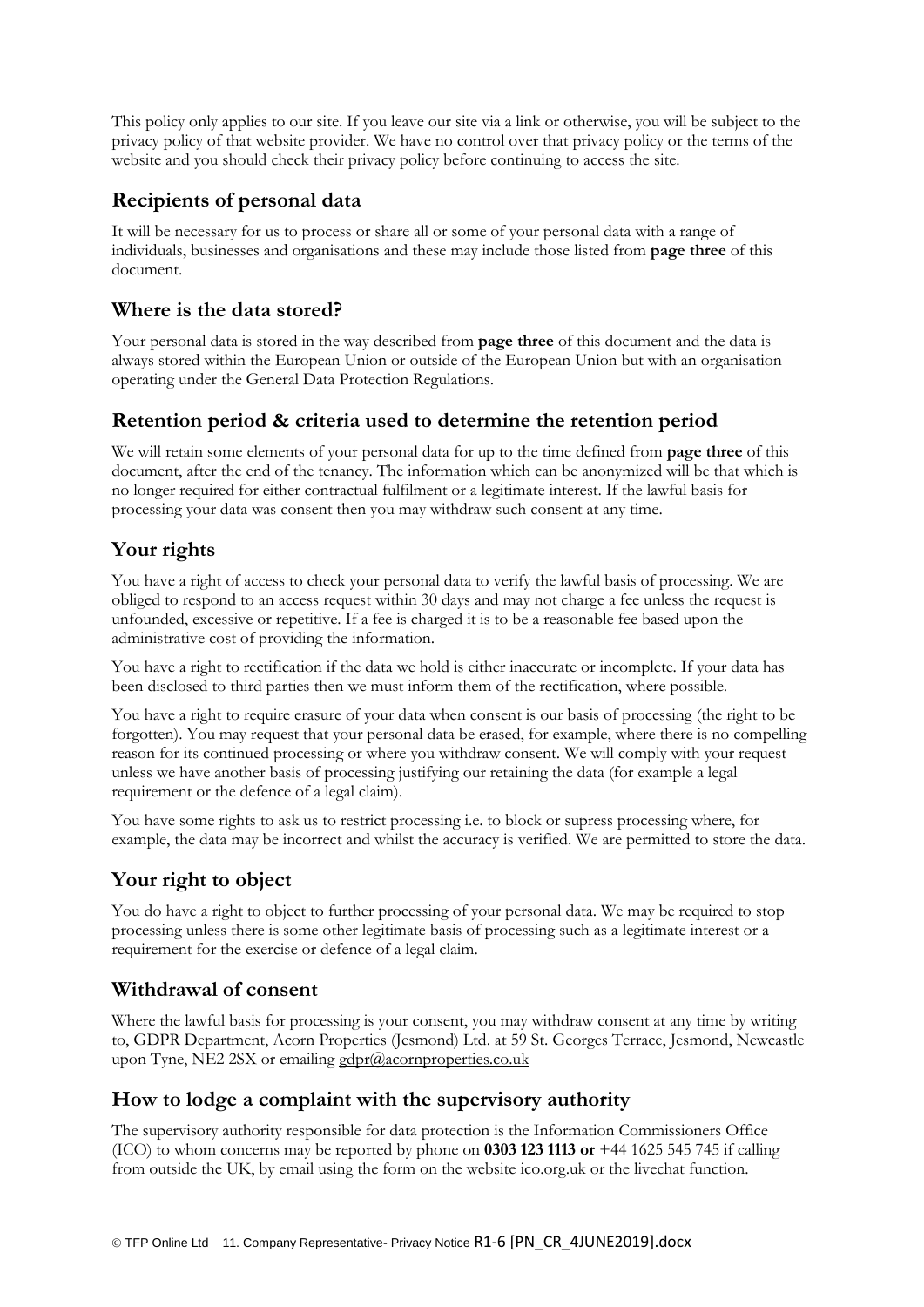This policy only applies to our site. If you leave our site via a link or otherwise, you will be subject to the privacy policy of that website provider. We have no control over that privacy policy or the terms of the website and you should check their privacy policy before continuing to access the site.

## Recipients of personal data

It will be necessary for us to process or share all or some of your personal data with a range of individuals, businesses and organisations and these may include those listed from **page three** of this document.

## Where is the data stored?

Your personal data is stored in the way described from **page three** of this document and the data is always stored within the European Union or outside of the European Union but with an organisation operating under the General Data Protection Regulations.

## Retention period & criteria used to determine the retention period

We will retain some elements of your personal data for up to the time defined from **page three** of this document, after the end of the tenancy. The information which can be anonymized will be that which is no longer required for either contractual fulfilment or a legitimate interest. If the lawful basis for processing your data was consent then you may withdraw such consent at any time.

## Your rights

You have a right of access to check your personal data to verify the lawful basis of processing. We are obliged to respond to an access request within 30 days and may not charge a fee unless the request is unfounded, excessive or repetitive. If a fee is charged it is to be a reasonable fee based upon the administrative cost of providing the information.

You have a right to rectification if the data we hold is either inaccurate or incomplete. If your data has been disclosed to third parties then we must inform them of the rectification, where possible.

You have a right to require erasure of your data when consent is our basis of processing (the right to be forgotten). You may request that your personal data be erased, for example, where there is no compelling reason for its continued processing or where you withdraw consent. We will comply with your request unless we have another basis of processing justifying our retaining the data (for example a legal requirement or the defence of a legal claim).

You have some rights to ask us to restrict processing i.e. to block or supress processing where, for example, the data may be incorrect and whilst the accuracy is verified. We are permitted to store the data.

## Your right to object

You do have a right to object to further processing of your personal data. We may be required to stop processing unless there is some other legitimate basis of processing such as a legitimate interest or a requirement for the exercise or defence of a legal claim.

## Withdrawal of consent

Where the lawful basis for processing is your consent, you may withdraw consent at any time by writing to, GDPR Department, Acorn Properties (Jesmond) Ltd. at 59 St. Georges Terrace, Jesmond, Newcastle upon Tyne, NE2 2SX or emailing gdpr@acornproperties.co.uk

## How to lodge a complaint with the supervisory authority

The supervisory authority responsible for data protection is the Information Commissioners Office (ICO) to whom concerns may be reported by phone on **0303 123 1113 or** +44 1625 545 745 if calling from outside the UK, by email using the form on the website ico.org.uk or the livechat function.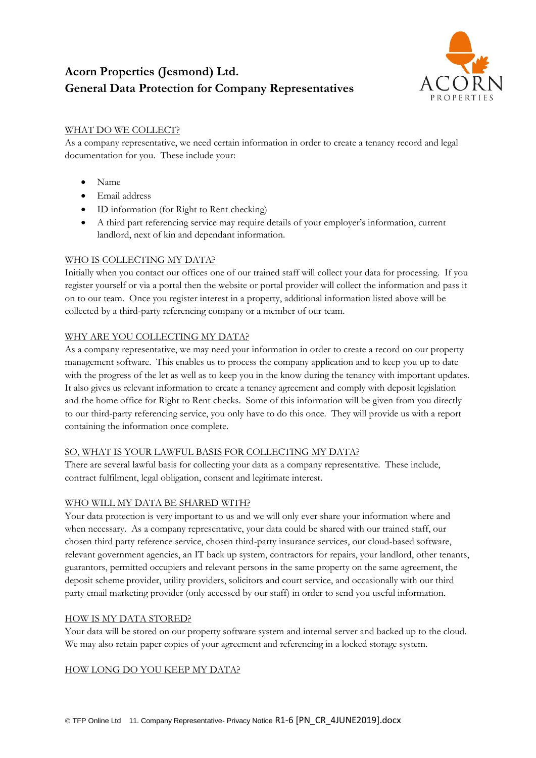# Acorn Properties (Jesmond) Ltd.
# General Data Protection for Company Representatives

WHAT DO WE COLLECT?

As a company representative, we need certain information in order to create a tenancy record and legal documentation for you. These include your:

- Name
- Email address
- ID information (for Right to Rent checking)
- A third part referencing service may require details of your employer's information, current landlord, next of kin and dependant information.

WHO IS COLLECTING MY DATA?

Initially when you contact our offices one of our trained staff will collect your data for processing. If you register yourself or via a portal then the website or portal provider will collect the information and pass it on to our team. Once you register interest in a property, additional information listed above will be collected by a third-party referencing company or a member of our team.

WHY ARE YOU COLLECTING MY DATA?

As a company representative, we may need your information in order to create a record on our property management software. This enables us to process the company application and to keep you up to date with the progress of the let as well as to keep you in the know during the tenancy with important updates. It also gives us relevant information to create a tenancy agreement and comply with deposit legislation and the home office for Right to Rent checks. Some of this information will be given from you directly to our third-party referencing service, you only have to do this once. They will provide us with a report containing the information once complete.

SO, WHAT IS YOUR LAWFUL BASIS FOR COLLECTING MY DATA?

There are several lawful basis for collecting your data as a company representative. These include, contract fulfilment, legal obligation, consent and legitimate interest.

WHO WILL MY DATA BE SHARED WITH?

Your data protection is very important to us and we will only ever share your information where and when necessary. As a company representative, your data could be shared with our trained staff, our chosen third party reference service, chosen third-party insurance services, our cloud-based software, relevant government agencies, an IT back up system, contractors for repairs, your landlord, other tenants, guarantors, permitted occupiers and relevant persons in the same property on the same agreement, the deposit scheme provider, utility providers, solicitors and court service, and occasionally with our third party email marketing provider (only accessed by our staff) in order to send you useful information.

HOW IS MY DATA STORED?

Your data will be stored on our property software system and internal server and backed up to the cloud. We may also retain paper copies of your agreement and referencing in a locked storage system.

HOW LONG DO YOU KEEP MY DATA?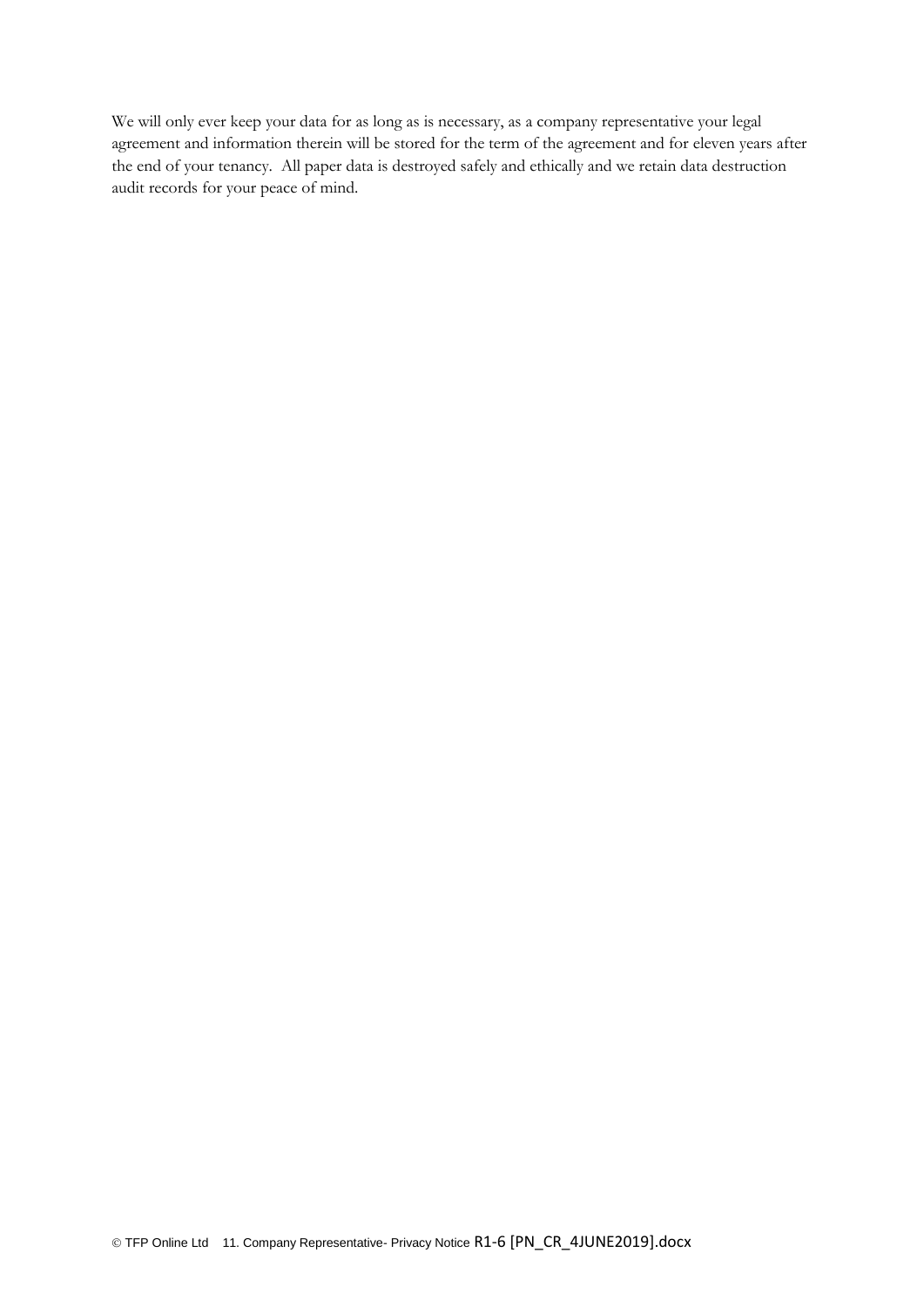We will only ever keep your data for as long as is necessary, as a company representative your legal agreement and information therein will be stored for the term of the agreement and for eleven years after the end of your tenancy. All paper data is destroyed safely and ethically and we retain data destruction audit records for your peace of mind.